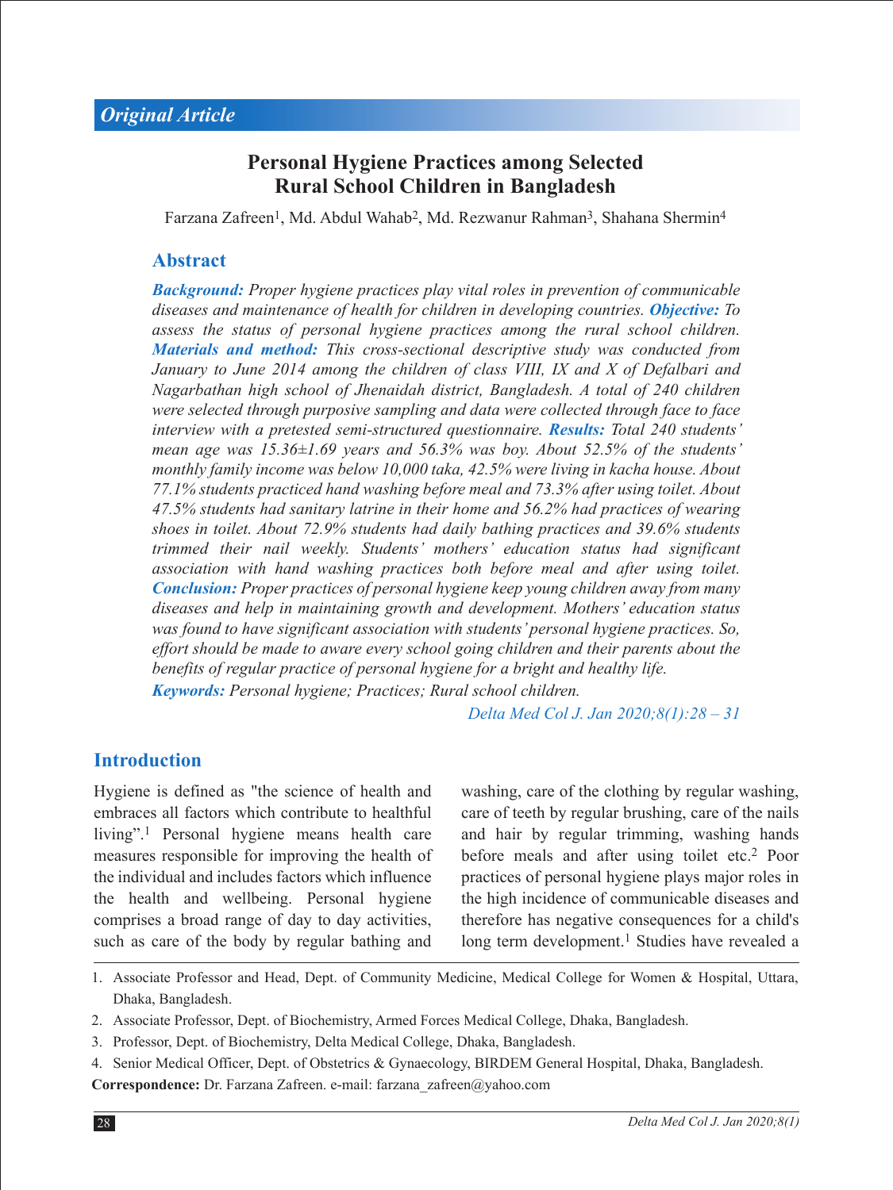*Original Article*

# Personal Hygiene Practices among Selected Rural School Children in Bangladesh

Farzana Zafreen[1], Md. Abdul Wahab[2], Md. Rezwanur Rahman[3], Shahana Shermin[4]

## Abstract

***Background:*** *Proper hygiene practices play vital roles in prevention of communicable diseases and maintenance of health for children in developing countries.* ***Objective:*** *To assess the status of personal hygiene practices among the rural school children.* ***Materials and method:*** *This cross-sectional descriptive study was conducted from January to June 2014 among the children of class VIII, IX and X of Defalbari and Nagarbathan high school of Jhenaidah district, Bangladesh. A total of 240 children were selected through purposive sampling and data were collected through face to face interview with a pretested semi-structured questionnaire.* ***Results:*** *Total 240 students' mean age was 15.36±1.69 years and 56.3% was boy. About 52.5% of the students' monthly family income was below 10,000 taka, 42.5% were living in kacha house. About 77.1% students practiced hand washing before meal and 73.3% after using toilet. About 47.5% students had sanitary latrine in their home and 56.2% had practices of wearing shoes in toilet. About 72.9% students had daily bathing practices and 39.6% students trimmed their nail weekly. Students' mothers' education status had significant association with hand washing practices both before meal and after using toilet.* ***Conclusion:*** *Proper practices of personal hygiene keep young children away from many diseases and help in maintaining growth and development. Mothers' education status was found to have significant association with students' personal hygiene practices. So, effort should be made to aware every school going children and their parents about the benefits of regular practice of personal hygiene for a bright and healthy life.*

***Keywords:*** *Personal hygiene; Practices; Rural school children.*

*Delta Med Col J. Jan 2020;8(1):28 – 31*

## Introduction

Hygiene is defined as "the science of health and embraces all factors which contribute to healthful living".[1] Personal hygiene means health care measures responsible for improving the health of the individual and includes factors which influence the health and wellbeing. Personal hygiene comprises a broad range of day to day activities, such as care of the body by regular bathing and washing, care of the clothing by regular washing, care of teeth by regular brushing, care of the nails and hair by regular trimming, washing hands before meals and after using toilet etc.[2] Poor practices of personal hygiene plays major roles in the high incidence of communicable diseases and therefore has negative consequences for a child's long term development.[1] Studies have revealed a

---

1. Associate Professor and Head, Dept. of Community Medicine, Medical College for Women & Hospital, Uttara, Dhaka, Bangladesh.
2. Associate Professor, Dept. of Biochemistry, Armed Forces Medical College, Dhaka, Bangladesh.
3. Professor, Dept. of Biochemistry, Delta Medical College, Dhaka, Bangladesh.
4. Senior Medical Officer, Dept. of Obstetrics & Gynaecology, BIRDEM General Hospital, Dhaka, Bangladesh.

**Correspondence:** Dr. Farzana Zafreen. e-mail: farzana_zafreen@yahoo.com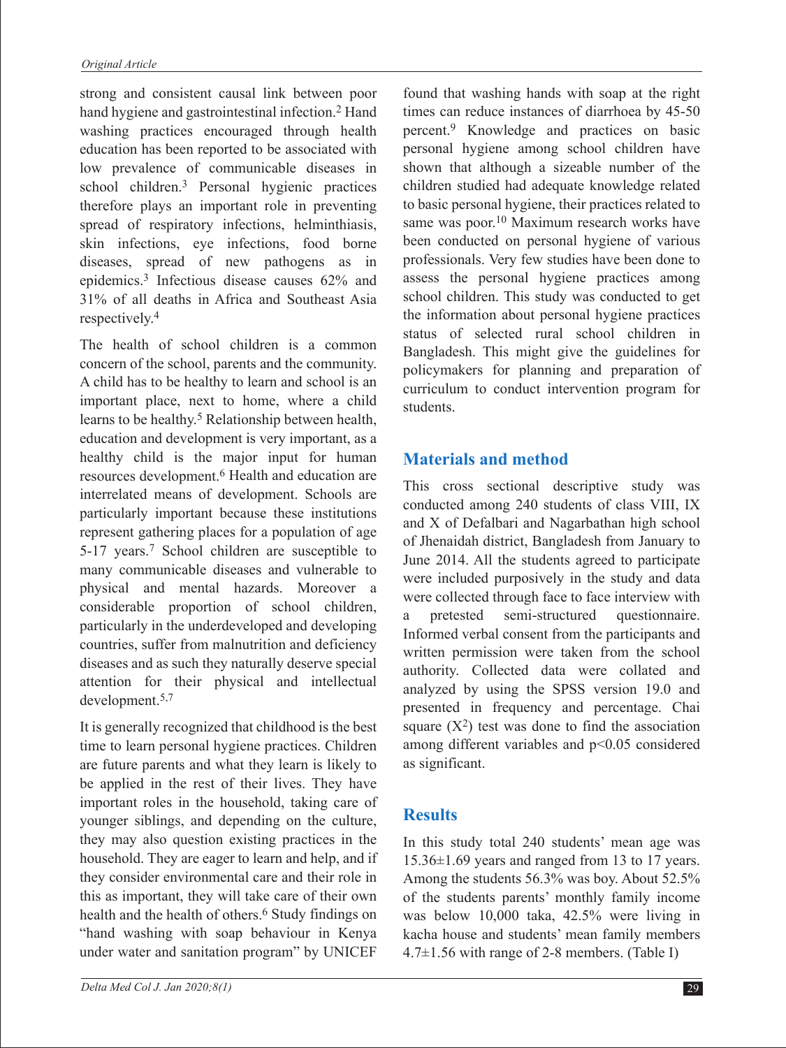strong and consistent causal link between poor hand hygiene and gastrointestinal infection.[2] Hand washing practices encouraged through health education has been reported to be associated with low prevalence of communicable diseases in school children.[3] Personal hygienic practices therefore plays an important role in preventing spread of respiratory infections, helminthiasis, skin infections, eye infections, food borne diseases, spread of new pathogens as in epidemics.[3] Infectious disease causes 62% and 31% of all deaths in Africa and Southeast Asia respectively.[4]

The health of school children is a common concern of the school, parents and the community. A child has to be healthy to learn and school is an important place, next to home, where a child learns to be healthy.[5] Relationship between health, education and development is very important, as a healthy child is the major input for human resources development.[6] Health and education are interrelated means of development. Schools are particularly important because these institutions represent gathering places for a population of age 5-17 years.[7] School children are susceptible to many communicable diseases and vulnerable to physical and mental hazards. Moreover a considerable proportion of school children, particularly in the underdeveloped and developing countries, suffer from malnutrition and deficiency diseases and as such they naturally deserve special attention for their physical and intellectual development.[5,7]

It is generally recognized that childhood is the best time to learn personal hygiene practices. Children are future parents and what they learn is likely to be applied in the rest of their lives. They have important roles in the household, taking care of younger siblings, and depending on the culture, they may also question existing practices in the household. They are eager to learn and help, and if they consider environmental care and their role in this as important, they will take care of their own health and the health of others.[6] Study findings on "hand washing with soap behaviour in Kenya under water and sanitation program" by UNICEF found that washing hands with soap at the right times can reduce instances of diarrhoea by 45-50 percent.[9] Knowledge and practices on basic personal hygiene among school children have shown that although a sizeable number of the children studied had adequate knowledge related to basic personal hygiene, their practices related to same was poor.[10] Maximum research works have been conducted on personal hygiene of various professionals. Very few studies have been done to assess the personal hygiene practices among school children. This study was conducted to get the information about personal hygiene practices status of selected rural school children in Bangladesh. This might give the guidelines for policymakers for planning and preparation of curriculum to conduct intervention program for students.

## Materials and method

This cross sectional descriptive study was conducted among 240 students of class VIII, IX and X of Defalbari and Nagarbathan high school of Jhenaidah district, Bangladesh from January to June 2014. All the students agreed to participate were included purposively in the study and data were collected through face to face interview with a pretested semi-structured questionnaire. Informed verbal consent from the participants and written permission were taken from the school authority. Collected data were collated and analyzed by using the SPSS version 19.0 and presented in frequency and percentage. Chai square ($X^2$) test was done to find the association among different variables and $p<0.05$ considered as significant.

## Results

In this study total 240 students' mean age was 15.36±1.69 years and ranged from 13 to 17 years. Among the students 56.3% was boy. About 52.5% of the students parents' monthly family income was below 10,000 taka, 42.5% were living in kacha house and students' mean family members 4.7±1.56 with range of 2-8 members. (Table I)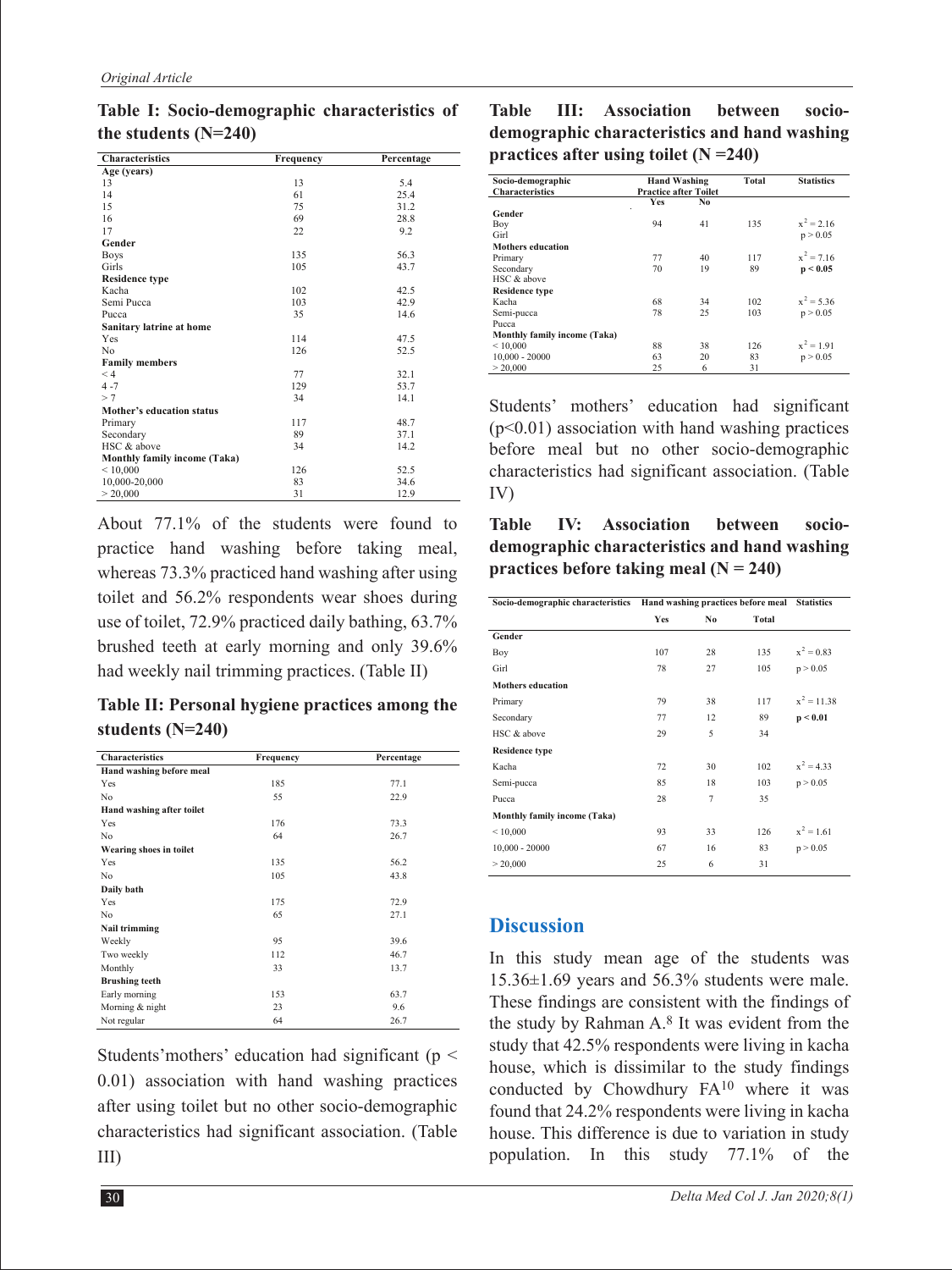**Table I: Socio-demographic characteristics of the students (N=240)**

| Characteristics | Frequency | Percentage |
|---|---|---|
| **Age (years)** | | |
| 13 | 13 | 5.4 |
| 14 | 61 | 25.4 |
| 15 | 75 | 31.2 |
| 16 | 69 | 28.8 |
| 17 | 22 | 9.2 |
| **Gender** | | |
| Boys | 135 | 56.3 |
| Girls | 105 | 43.7 |
| **Residence type** | | |
| Kacha | 102 | 42.5 |
| Semi Pucca | 103 | 42.9 |
| Pucca | 35 | 14.6 |
| **Sanitary latrine at home** | | |
| Yes | 114 | 47.5 |
| No | 126 | 52.5 |
| **Family members** | | |
| < 4 | 77 | 32.1 |
| 4 -7 | 129 | 53.7 |
| > 7 | 34 | 14.1 |
| **Mother's education status** | | |
| Primary | 117 | 48.7 |
| Secondary | 89 | 37.1 |
| HSC & above | 34 | 14.2 |
| **Monthly family income (Taka)** | | |
| < 10,000 | 126 | 52.5 |
| 10,000-20,000 | 83 | 34.6 |
| > 20,000 | 31 | 12.9 |

About 77.1% of the students were found to practice hand washing before taking meal, whereas 73.3% practiced hand washing after using toilet and 56.2% respondents wear shoes during use of toilet, 72.9% practiced daily bathing, 63.7% brushed teeth at early morning and only 39.6% had weekly nail trimming practices. (Table II)

**Table II: Personal hygiene practices among the students (N=240)**

| Characteristics | Frequency | Percentage |
|---|---|---|
| **Hand washing before meal** | | |
| Yes | 185 | 77.1 |
| No | 55 | 22.9 |
| **Hand washing after toilet** | | |
| Yes | 176 | 73.3 |
| No | 64 | 26.7 |
| **Wearing shoes in toilet** | | |
| Yes | 135 | 56.2 |
| No | 105 | 43.8 |
| **Daily bath** | | |
| Yes | 175 | 72.9 |
| No | 65 | 27.1 |
| **Nail trimming** | | |
| Weekly | 95 | 39.6 |
| Two weekly | 112 | 46.7 |
| Monthly | 33 | 13.7 |
| **Brushing teeth** | | |
| Early morning | 153 | 63.7 |
| Morning & night | 23 | 9.6 |
| Not regular | 64 | 26.7 |

Students'mothers' education had significant ($p < 0.01$) association with hand washing practices after using toilet but no other socio-demographic characteristics had significant association. (Table III)

**Table III: Association between socio-demographic characteristics and hand washing practices after using toilet (N =240)**

| Socio-demographic Characteristics | Hand Washing Practice after Toilet | | Total | Statistics |
|---|---|---|---|---|
| | Yes | No | | |
| **Gender** | | | | |
| Boy | 94 | 41 | 135 | $x^2 = 2.16$ |
| Girl | | | | $p > 0.05$ |
| **Mothers education** | | | | |
| Primary | 77 | 40 | 117 | $x^2 = 7.16$ |
| Secondary | 70 | 19 | 89 | **$p < 0.05$** |
| HSC & above | | | | |
| **Residence type** | | | | |
| Kacha | 68 | 34 | 102 | $x^2 = 5.36$ |
| Semi-pucca | 78 | 25 | 103 | $p > 0.05$ |
| Pucca | | | | |
| **Monthly family income (Taka)** | | | | |
| < 10,000 | 88 | 38 | 126 | $x^2 = 1.91$ |
| 10,000 - 20000 | 63 | 20 | 83 | $p > 0.05$ |
| > 20,000 | 25 | 6 | 31 | |

Students' mothers' education had significant ($p<0.01$) association with hand washing practices before meal but no other socio-demographic characteristics had significant association. (Table IV)

**Table IV: Association between socio-demographic characteristics and hand washing practices before taking meal (N = 240)**

| Socio-demographic characteristics | Hand washing practices before meal | | | Statistics |
|---|---|---|---|---|
| | Yes | No | Total | |
| **Gender** | | | | |
| Boy | 107 | 28 | 135 | $x^2 = 0.83$ |
| Girl | 78 | 27 | 105 | $p > 0.05$ |
| **Mothers education** | | | | |
| Primary | 79 | 38 | 117 | $x^2 = 11.38$ |
| Secondary | 77 | 12 | 89 | **$p < 0.01$** |
| HSC & above | 29 | 5 | 34 | |
| **Residence type** | | | | |
| Kacha | 72 | 30 | 102 | $x^2 = 4.33$ |
| Semi-pucca | 85 | 18 | 103 | $p > 0.05$ |
| Pucca | 28 | 7 | 35 | |
| **Monthly family income (Taka)** | | | | |
| < 10,000 | 93 | 33 | 126 | $x^2 = 1.61$ |
| 10,000 - 20000 | 67 | 16 | 83 | $p > 0.05$ |
| > 20,000 | 25 | 6 | 31 | |

## Discussion

In this study mean age of the students was 15.36±1.69 years and 56.3% students were male. These findings are consistent with the findings of the study by Rahman A.[8] It was evident from the study that 42.5% respondents were living in kacha house, which is dissimilar to the study findings conducted by Chowdhury FA[10] where it was found that 24.2% respondents were living in kacha house. This difference is due to variation in study population. In this study 77.1% of the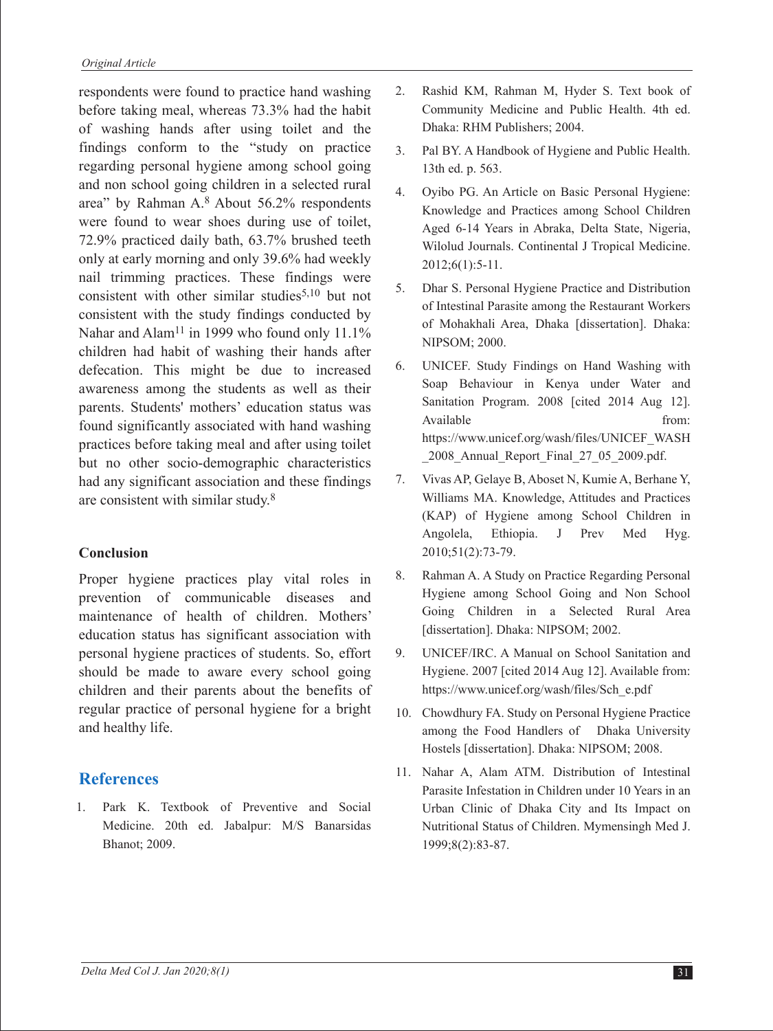respondents were found to practice hand washing before taking meal, whereas 73.3% had the habit of washing hands after using toilet and the findings conform to the "study on practice regarding personal hygiene among school going and non school going children in a selected rural area" by Rahman A.[8] About 56.2% respondents were found to wear shoes during use of toilet, 72.9% practiced daily bath, 63.7% brushed teeth only at early morning and only 39.6% had weekly nail trimming practices. These findings were consistent with other similar studies[5,10] but not consistent with the study findings conducted by Nahar and Alam[11] in 1999 who found only 11.1% children had habit of washing their hands after defecation. This might be due to increased awareness among the students as well as their parents. Students' mothers' education status was found significantly associated with hand washing practices before taking meal and after using toilet but no other socio-demographic characteristics had any significant association and these findings are consistent with similar study.[8]

**Conclusion**

Proper hygiene practices play vital roles in prevention of communicable diseases and maintenance of health of children. Mothers' education status has significant association with personal hygiene practices of students. So, effort should be made to aware every school going children and their parents about the benefits of regular practice of personal hygiene for a bright and healthy life.

## References

1. Park K. Textbook of Preventive and Social Medicine. 20th ed. Jabalpur: M/S Banarsidas Bhanot; 2009.
2. Rashid KM, Rahman M, Hyder S. Text book of Community Medicine and Public Health. 4th ed. Dhaka: RHM Publishers; 2004.
3. Pal BY. A Handbook of Hygiene and Public Health. 13th ed. p. 563.
4. Oyibo PG. An Article on Basic Personal Hygiene: Knowledge and Practices among School Children Aged 6-14 Years in Abraka, Delta State, Nigeria, Wilolud Journals. Continental J Tropical Medicine. 2012;6(1):5-11.
5. Dhar S. Personal Hygiene Practice and Distribution of Intestinal Parasite among the Restaurant Workers of Mohakhali Area, Dhaka [dissertation]. Dhaka: NIPSOM; 2000.
6. UNICEF. Study Findings on Hand Washing with Soap Behaviour in Kenya under Water and Sanitation Program. 2008 [cited 2014 Aug 12]. Available from: https://www.unicef.org/wash/files/UNICEF_WASH_2008_Annual_Report_Final_27_05_2009.pdf.
7. Vivas AP, Gelaye B, Aboset N, Kumie A, Berhane Y, Williams MA. Knowledge, Attitudes and Practices (KAP) of Hygiene among School Children in Angolela, Ethiopia. J Prev Med Hyg. 2010;51(2):73-79.
8. Rahman A. A Study on Practice Regarding Personal Hygiene among School Going and Non School Going Children in a Selected Rural Area [dissertation]. Dhaka: NIPSOM; 2002.
9. UNICEF/IRC. A Manual on School Sanitation and Hygiene. 2007 [cited 2014 Aug 12]. Available from: https://www.unicef.org/wash/files/Sch_e.pdf
10. Chowdhury FA. Study on Personal Hygiene Practice among the Food Handlers of Dhaka University Hostels [dissertation]. Dhaka: NIPSOM; 2008.
11. Nahar A, Alam ATM. Distribution of Intestinal Parasite Infestation in Children under 10 Years in an Urban Clinic of Dhaka City and Its Impact on Nutritional Status of Children. Mymensingh Med J. 1999;8(2):83-87.